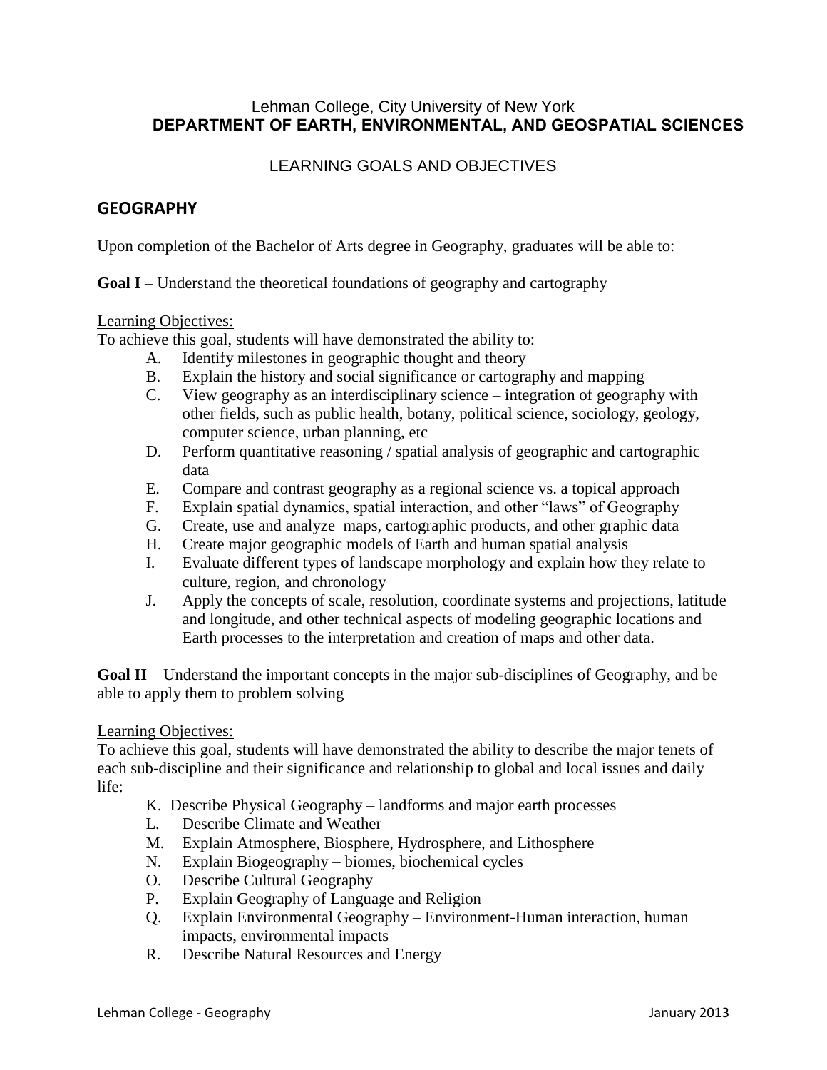Lehman College, City University of New York
**DEPARTMENT OF EARTH, ENVIRONMENTAL, AND GEOSPATIAL SCIENCES**

LEARNING GOALS AND OBJECTIVES

## GEOGRAPHY

Upon completion of the Bachelor of Arts degree in Geography, graduates will be able to:

**Goal I** – Understand the theoretical foundations of geography and cartography

Learning Objectives:
To achieve this goal, students will have demonstrated the ability to:

A. Identify milestones in geographic thought and theory
B. Explain the history and social significance or cartography and mapping
C. View geography as an interdisciplinary science – integration of geography with other fields, such as public health, botany, political science, sociology, geology, computer science, urban planning, etc
D. Perform quantitative reasoning / spatial analysis of geographic and cartographic data
E. Compare and contrast geography as a regional science vs. a topical approach
F. Explain spatial dynamics, spatial interaction, and other "laws" of Geography
G. Create, use and analyze maps, cartographic products, and other graphic data
H. Create major geographic models of Earth and human spatial analysis
I. Evaluate different types of landscape morphology and explain how they relate to culture, region, and chronology
J. Apply the concepts of scale, resolution, coordinate systems and projections, latitude and longitude, and other technical aspects of modeling geographic locations and Earth processes to the interpretation and creation of maps and other data.

**Goal II** – Understand the important concepts in the major sub-disciplines of Geography, and be able to apply them to problem solving

Learning Objectives:
To achieve this goal, students will have demonstrated the ability to describe the major tenets of each sub-discipline and their significance and relationship to global and local issues and daily life:

K. Describe Physical Geography – landforms and major earth processes
L. Describe Climate and Weather
M. Explain Atmosphere, Biosphere, Hydrosphere, and Lithosphere
N. Explain Biogeography – biomes, biochemical cycles
O. Describe Cultural Geography
P. Explain Geography of Language and Religion
Q. Explain Environmental Geography – Environment-Human interaction, human impacts, environmental impacts
R. Describe Natural Resources and Energy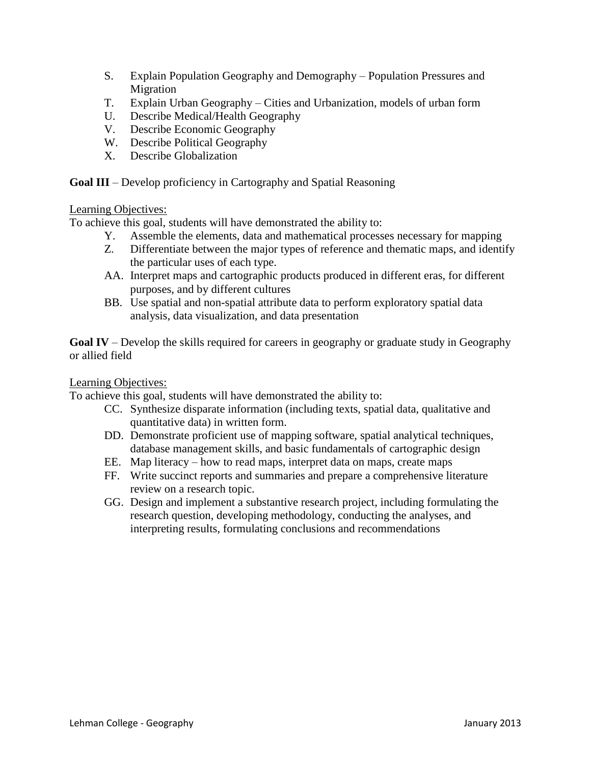S. Explain Population Geography and Demography – Population Pressures and Migration
T. Explain Urban Geography – Cities and Urbanization, models of urban form
U. Describe Medical/Health Geography
V. Describe Economic Geography
W. Describe Political Geography
X. Describe Globalization

**Goal III** – Develop proficiency in Cartography and Spatial Reasoning

Learning Objectives:
To achieve this goal, students will have demonstrated the ability to:

Y. Assemble the elements, data and mathematical processes necessary for mapping
Z. Differentiate between the major types of reference and thematic maps, and identify the particular uses of each type.
AA. Interpret maps and cartographic products produced in different eras, for different purposes, and by different cultures
BB. Use spatial and non-spatial attribute data to perform exploratory spatial data analysis, data visualization, and data presentation

**Goal IV** – Develop the skills required for careers in geography or graduate study in Geography or allied field

Learning Objectives:
To achieve this goal, students will have demonstrated the ability to:

CC. Synthesize disparate information (including texts, spatial data, qualitative and quantitative data) in written form.
DD. Demonstrate proficient use of mapping software, spatial analytical techniques, database management skills, and basic fundamentals of cartographic design
EE. Map literacy – how to read maps, interpret data on maps, create maps
FF. Write succinct reports and summaries and prepare a comprehensive literature review on a research topic.
GG. Design and implement a substantive research project, including formulating the research question, developing methodology, conducting the analyses, and interpreting results, formulating conclusions and recommendations